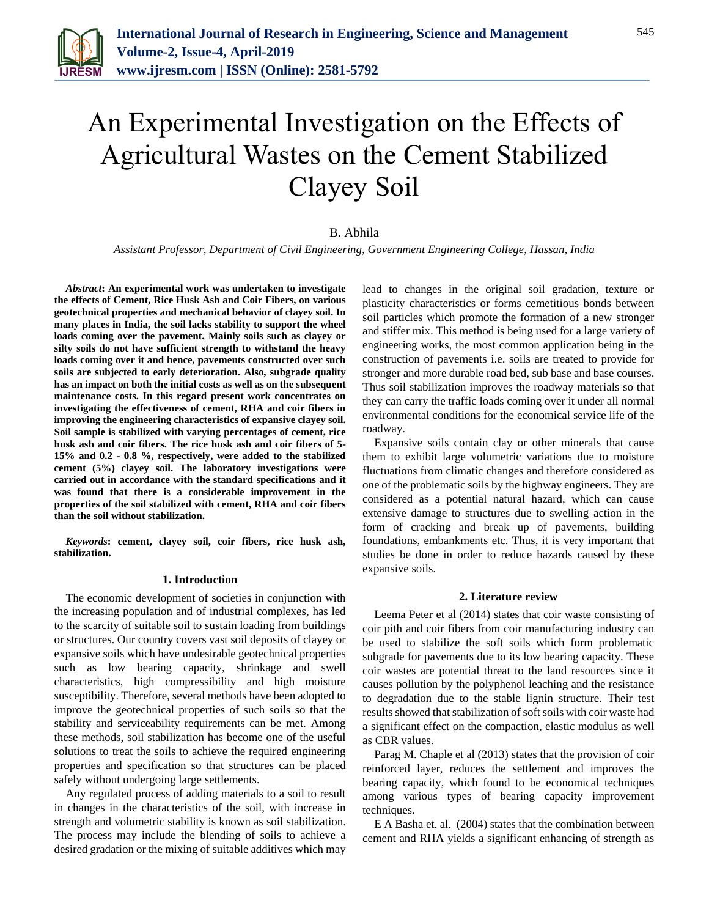# An Experimental Investigation on the Effects of Agricultural Wastes on the Cement Stabilized Clayey Soil

B. Abhila

*Assistant Professor, Department of Civil Engineering, Government Engineering College, Hassan, India*

***Abstract*: An experimental work was undertaken to investigate the effects of Cement, Rice Husk Ash and Coir Fibers, on various geotechnical properties and mechanical behavior of clayey soil. In many places in India, the soil lacks stability to support the wheel loads coming over the pavement. Mainly soils such as clayey or silty soils do not have sufficient strength to withstand the heavy loads coming over it and hence, pavements constructed over such soils are subjected to early deterioration. Also, subgrade quality has an impact on both the initial costs as well as on the subsequent maintenance costs. In this regard present work concentrates on investigating the effectiveness of cement, RHA and coir fibers in improving the engineering characteristics of expansive clayey soil. Soil sample is stabilized with varying percentages of cement, rice husk ash and coir fibers. The rice husk ash and coir fibers of 5-15% and 0.2 - 0.8 %, respectively, were added to the stabilized cement (5%) clayey soil. The laboratory investigations were carried out in accordance with the standard specifications and it was found that there is a considerable improvement in the properties of the soil stabilized with cement, RHA and coir fibers than the soil without stabilization.**

***Keywords*: cement, clayey soil, coir fibers, rice husk ash, stabilization.**

## 1. Introduction

The economic development of societies in conjunction with the increasing population and of industrial complexes, has led to the scarcity of suitable soil to sustain loading from buildings or structures. Our country covers vast soil deposits of clayey or expansive soils which have undesirable geotechnical properties such as low bearing capacity, shrinkage and swell characteristics, high compressibility and high moisture susceptibility. Therefore, several methods have been adopted to improve the geotechnical properties of such soils so that the stability and serviceability requirements can be met. Among these methods, soil stabilization has become one of the useful solutions to treat the soils to achieve the required engineering properties and specification so that structures can be placed safely without undergoing large settlements.

Any regulated process of adding materials to a soil to result in changes in the characteristics of the soil, with increase in strength and volumetric stability is known as soil stabilization. The process may include the blending of soils to achieve a desired gradation or the mixing of suitable additives which may lead to changes in the original soil gradation, texture or plasticity characteristics or forms cemetitious bonds between soil particles which promote the formation of a new stronger and stiffer mix. This method is being used for a large variety of engineering works, the most common application being in the construction of pavements i.e. soils are treated to provide for stronger and more durable road bed, sub base and base courses. Thus soil stabilization improves the roadway materials so that they can carry the traffic loads coming over it under all normal environmental conditions for the economical service life of the roadway.

Expansive soils contain clay or other minerals that cause them to exhibit large volumetric variations due to moisture fluctuations from climatic changes and therefore considered as one of the problematic soils by the highway engineers. They are considered as a potential natural hazard, which can cause extensive damage to structures due to swelling action in the form of cracking and break up of pavements, building foundations, embankments etc. Thus, it is very important that studies be done in order to reduce hazards caused by these expansive soils.

## 2. Literature review

Leema Peter et al (2014) states that coir waste consisting of coir pith and coir fibers from coir manufacturing industry can be used to stabilize the soft soils which form problematic subgrade for pavements due to its low bearing capacity. These coir wastes are potential threat to the land resources since it causes pollution by the polyphenol leaching and the resistance to degradation due to the stable lignin structure. Their test results showed that stabilization of soft soils with coir waste had a significant effect on the compaction, elastic modulus as well as CBR values.

Parag M. Chaple et al (2013) states that the provision of coir reinforced layer, reduces the settlement and improves the bearing capacity, which found to be economical techniques among various types of bearing capacity improvement techniques.

E A Basha et. al. (2004) states that the combination between cement and RHA yields a significant enhancing of strength as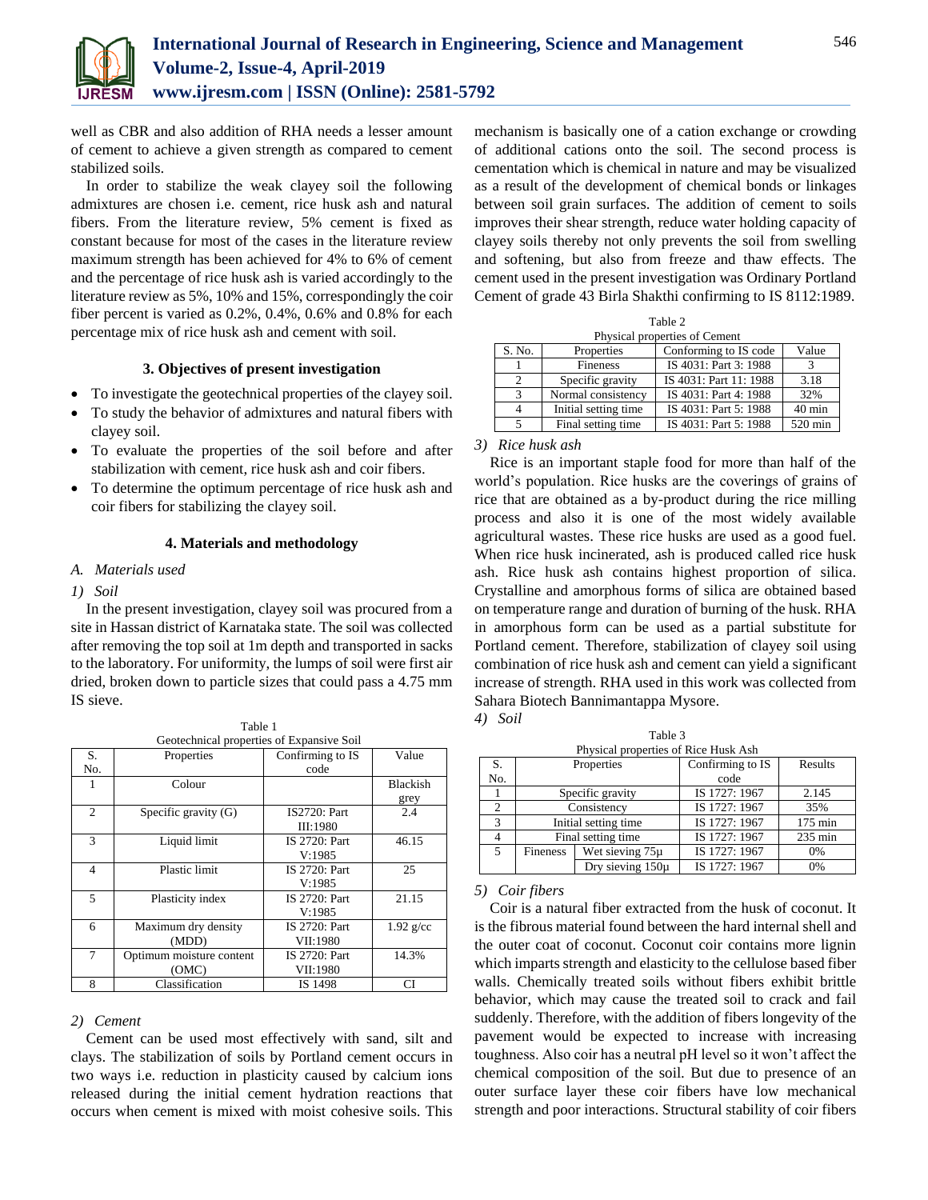well as CBR and also addition of RHA needs a lesser amount of cement to achieve a given strength as compared to cement stabilized soils.

In order to stabilize the weak clayey soil the following admixtures are chosen i.e. cement, rice husk ash and natural fibers. From the literature review, 5% cement is fixed as constant because for most of the cases in the literature review maximum strength has been achieved for 4% to 6% of cement and the percentage of rice husk ash is varied accordingly to the literature review as 5%, 10% and 15%, correspondingly the coir fiber percent is varied as 0.2%, 0.4%, 0.6% and 0.8% for each percentage mix of rice husk ash and cement with soil.

## 3. Objectives of present investigation

- To investigate the geotechnical properties of the clayey soil.
- To study the behavior of admixtures and natural fibers with clayey soil.
- To evaluate the properties of the soil before and after stabilization with cement, rice husk ash and coir fibers.
- To determine the optimum percentage of rice husk ash and coir fibers for stabilizing the clayey soil.

## 4. Materials and methodology

### A. Materials used

#### 1) Soil

In the present investigation, clayey soil was procured from a site in Hassan district of Karnataka state. The soil was collected after removing the top soil at 1m depth and transported in sacks to the laboratory. For uniformity, the lumps of soil were first air dried, broken down to particle sizes that could pass a 4.75 mm IS sieve.

Table 1
Geotechnical properties of Expansive Soil

| S. No. | Properties | Confirming to IS code | Value |
|---|---|---|---|
| 1 | Colour | | Blackish grey |
| 2 | Specific gravity (G) | IS2720: Part III:1980 | 2.4 |
| 3 | Liquid limit | IS 2720: Part V:1985 | 46.15 |
| 4 | Plastic limit | IS 2720: Part V:1985 | 25 |
| 5 | Plasticity index | IS 2720: Part V:1985 | 21.15 |
| 6 | Maximum dry density (MDD) | IS 2720: Part VII:1980 | 1.92 g/cc |
| 7 | Optimum moisture content (OMC) | IS 2720: Part VII:1980 | 14.3% |
| 8 | Classification | IS 1498 | CI |

#### 2) Cement

Cement can be used most effectively with sand, silt and clays. The stabilization of soils by Portland cement occurs in two ways i.e. reduction in plasticity caused by calcium ions released during the initial cement hydration reactions that occurs when cement is mixed with moist cohesive soils. This mechanism is basically one of a cation exchange or crowding of additional cations onto the soil. The second process is cementation which is chemical in nature and may be visualized as a result of the development of chemical bonds or linkages between soil grain surfaces. The addition of cement to soils improves their shear strength, reduce water holding capacity of clayey soils thereby not only prevents the soil from swelling and softening, but also from freeze and thaw effects. The cement used in the present investigation was Ordinary Portland Cement of grade 43 Birla Shakthi confirming to IS 8112:1989.

Table 2
Physical properties of Cement

| S. No. | Properties | Conforming to IS code | Value |
|---|---|---|---|
| 1 | Fineness | IS 4031: Part 3: 1988 | 3 |
| 2 | Specific gravity | IS 4031: Part 11: 1988 | 3.18 |
| 3 | Normal consistency | IS 4031: Part 4: 1988 | 32% |
| 4 | Initial setting time | IS 4031: Part 5: 1988 | 40 min |
| 5 | Final setting time | IS 4031: Part 5: 1988 | 520 min |

#### 3) Rice husk ash

Rice is an important staple food for more than half of the world's population. Rice husks are the coverings of grains of rice that are obtained as a by-product during the rice milling process and also it is one of the most widely available agricultural wastes. These rice husks are used as a good fuel. When rice husk incinerated, ash is produced called rice husk ash. Rice husk ash contains highest proportion of silica. Crystalline and amorphous forms of silica are obtained based on temperature range and duration of burning of the husk. RHA in amorphous form can be used as a partial substitute for Portland cement. Therefore, stabilization of clayey soil using combination of rice husk ash and cement can yield a significant increase of strength. RHA used in this work was collected from Sahara Biotech Bannimantappa Mysore.

#### 4) Soil

Table 3
Physical properties of Rice Husk Ash

| S. No. | Properties | | Confirming to IS code | Results |
|---|---|---|---|---|
| 1 | Specific gravity | | IS 1727: 1967 | 2.145 |
| 2 | Consistency | | IS 1727: 1967 | 35% |
| 3 | Initial setting time | | IS 1727: 1967 | 175 min |
| 4 | Final setting time | | IS 1727: 1967 | 235 min |
| 5 | Fineness | Wet sieving 75µ | IS 1727: 1967 | 0% |
| | | Dry sieving 150µ | IS 1727: 1967 | 0% |

#### 5) Coir fibers

Coir is a natural fiber extracted from the husk of coconut. It is the fibrous material found between the hard internal shell and the outer coat of coconut. Coconut coir contains more lignin which imparts strength and elasticity to the cellulose based fiber walls. Chemically treated soils without fibers exhibit brittle behavior, which may cause the treated soil to crack and fail suddenly. Therefore, with the addition of fibers longevity of the pavement would be expected to increase with increasing toughness. Also coir has a neutral pH level so it won't affect the chemical composition of the soil. But due to presence of an outer surface layer these coir fibers have low mechanical strength and poor interactions. Structural stability of coir fibers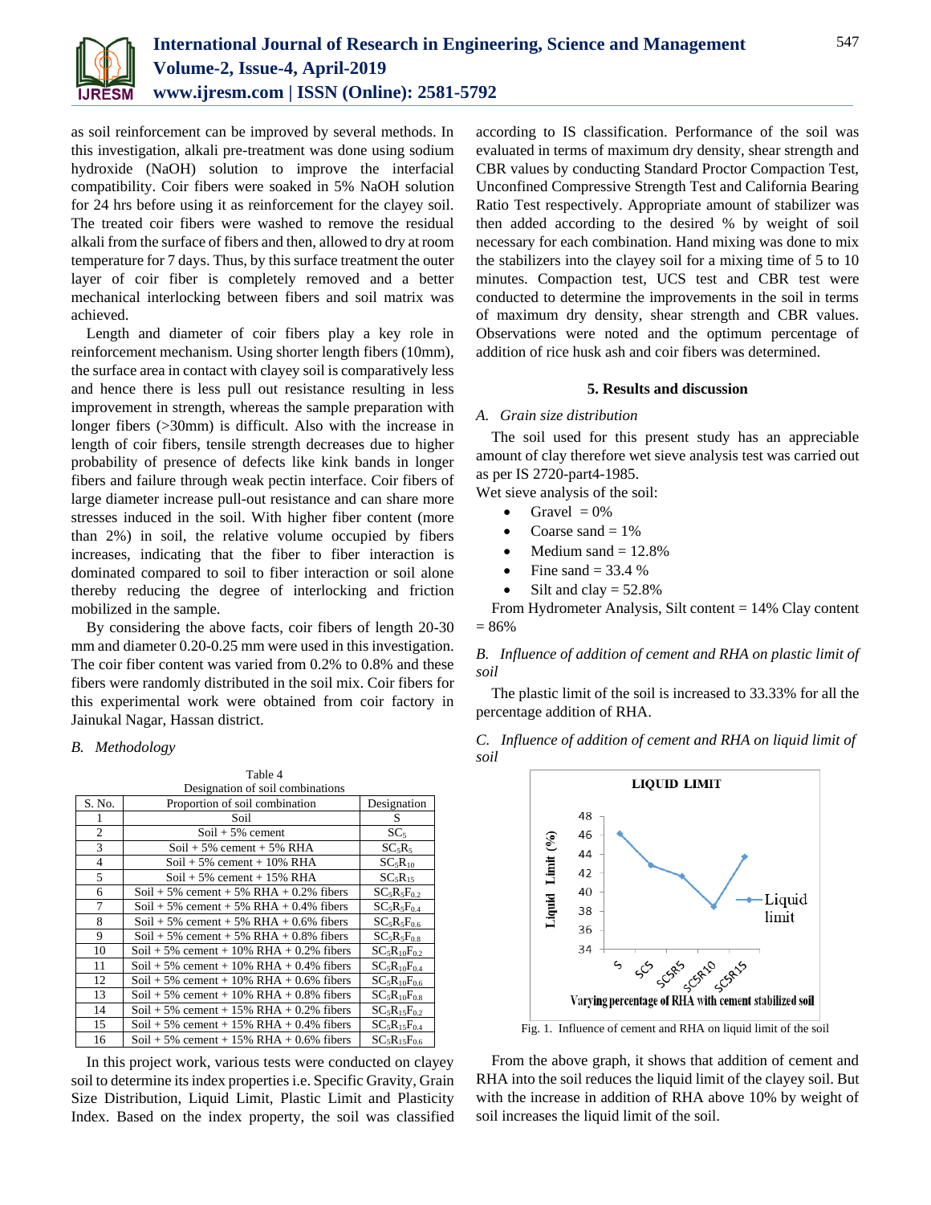as soil reinforcement can be improved by several methods. In this investigation, alkali pre-treatment was done using sodium hydroxide (NaOH) solution to improve the interfacial compatibility. Coir fibers were soaked in 5% NaOH solution for 24 hrs before using it as reinforcement for the clayey soil. The treated coir fibers were washed to remove the residual alkali from the surface of fibers and then, allowed to dry at room temperature for 7 days. Thus, by this surface treatment the outer layer of coir fiber is completely removed and a better mechanical interlocking between fibers and soil matrix was achieved.

Length and diameter of coir fibers play a key role in reinforcement mechanism. Using shorter length fibers (10mm), the surface area in contact with clayey soil is comparatively less and hence there is less pull out resistance resulting in less improvement in strength, whereas the sample preparation with longer fibers (>30mm) is difficult. Also with the increase in length of coir fibers, tensile strength decreases due to higher probability of presence of defects like kink bands in longer fibers and failure through weak pectin interface. Coir fibers of large diameter increase pull-out resistance and can share more stresses induced in the soil. With higher fiber content (more than 2%) in soil, the relative volume occupied by fibers increases, indicating that the fiber to fiber interaction is dominated compared to soil to fiber interaction or soil alone thereby reducing the degree of interlocking and friction mobilized in the sample.

By considering the above facts, coir fibers of length 20-30 mm and diameter 0.20-0.25 mm were used in this investigation. The coir fiber content was varied from 0.2% to 0.8% and these fibers were randomly distributed in the soil mix. Coir fibers for this experimental work were obtained from coir factory in Jainukal Nagar, Hassan district.

### *B. Methodology*

Table 4
Designation of soil combinations

| S. No. | Proportion of soil combination | Designation |
|---|---|---|
| 1 | Soil | S |
| 2 | Soil + 5% cement | $SC_5$ |
| 3 | Soil + 5% cement + 5% RHA | $SC_5R_5$ |
| 4 | Soil + 5% cement + 10% RHA | $SC_5R_{10}$ |
| 5 | Soil + 5% cement + 15% RHA | $SC_5R_{15}$ |
| 6 | Soil + 5% cement + 5% RHA + 0.2% fibers | $SC_5R_5F_{0.2}$ |
| 7 | Soil + 5% cement + 5% RHA + 0.4% fibers | $SC_5R_5F_{0.4}$ |
| 8 | Soil + 5% cement + 5% RHA + 0.6% fibers | $SC_5R_5F_{0.6}$ |
| 9 | Soil + 5% cement + 5% RHA + 0.8% fibers | $SC_5R_5F_{0.8}$ |
| 10 | Soil + 5% cement + 10% RHA + 0.2% fibers | $SC_5R_{10}F_{0.2}$ |
| 11 | Soil + 5% cement + 10% RHA + 0.4% fibers | $SC_5R_{10}F_{0.4}$ |
| 12 | Soil + 5% cement + 10% RHA + 0.6% fibers | $SC_5R_{10}F_{0.6}$ |
| 13 | Soil + 5% cement + 10% RHA + 0.8% fibers | $SC_5R_{10}F_{0.8}$ |
| 14 | Soil + 5% cement + 15% RHA + 0.2% fibers | $SC_5R_{15}F_{0.2}$ |
| 15 | Soil + 5% cement + 15% RHA + 0.4% fibers | $SC_5R_{15}F_{0.4}$ |
| 16 | Soil + 5% cement + 15% RHA + 0.6% fibers | $SC_5R_{15}F_{0.6}$ |

In this project work, various tests were conducted on clayey soil to determine its index properties i.e. Specific Gravity, Grain Size Distribution, Liquid Limit, Plastic Limit and Plasticity Index. Based on the index property, the soil was classified according to IS classification. Performance of the soil was evaluated in terms of maximum dry density, shear strength and CBR values by conducting Standard Proctor Compaction Test, Unconfined Compressive Strength Test and California Bearing Ratio Test respectively. Appropriate amount of stabilizer was then added according to the desired % by weight of soil necessary for each combination. Hand mixing was done to mix the stabilizers into the clayey soil for a mixing time of 5 to 10 minutes. Compaction test, UCS test and CBR test were conducted to determine the improvements in the soil in terms of maximum dry density, shear strength and CBR values. Observations were noted and the optimum percentage of addition of rice husk ash and coir fibers was determined.

## 5. Results and discussion

### *A. Grain size distribution*

The soil used for this present study has an appreciable amount of clay therefore wet sieve analysis test was carried out as per IS 2720-part4-1985.

Wet sieve analysis of the soil:

- Gravel = 0%
- Coarse sand = 1%
- Medium sand = 12.8%
- Fine sand = 33.4 %
- Silt and clay = 52.8%

From Hydrometer Analysis, Silt content = 14% Clay content = 86%

### *B. Influence of addition of cement and RHA on plastic limit of soil*

The plastic limit of the soil is increased to 33.33% for all the percentage addition of RHA.

### *C. Influence of addition of cement and RHA on liquid limit of soil*

Fig. 1. Influence of cement and RHA on liquid limit of the soil

From the above graph, it shows that addition of cement and RHA into the soil reduces the liquid limit of the clayey soil. But with the increase in addition of RHA above 10% by weight of soil increases the liquid limit of the soil.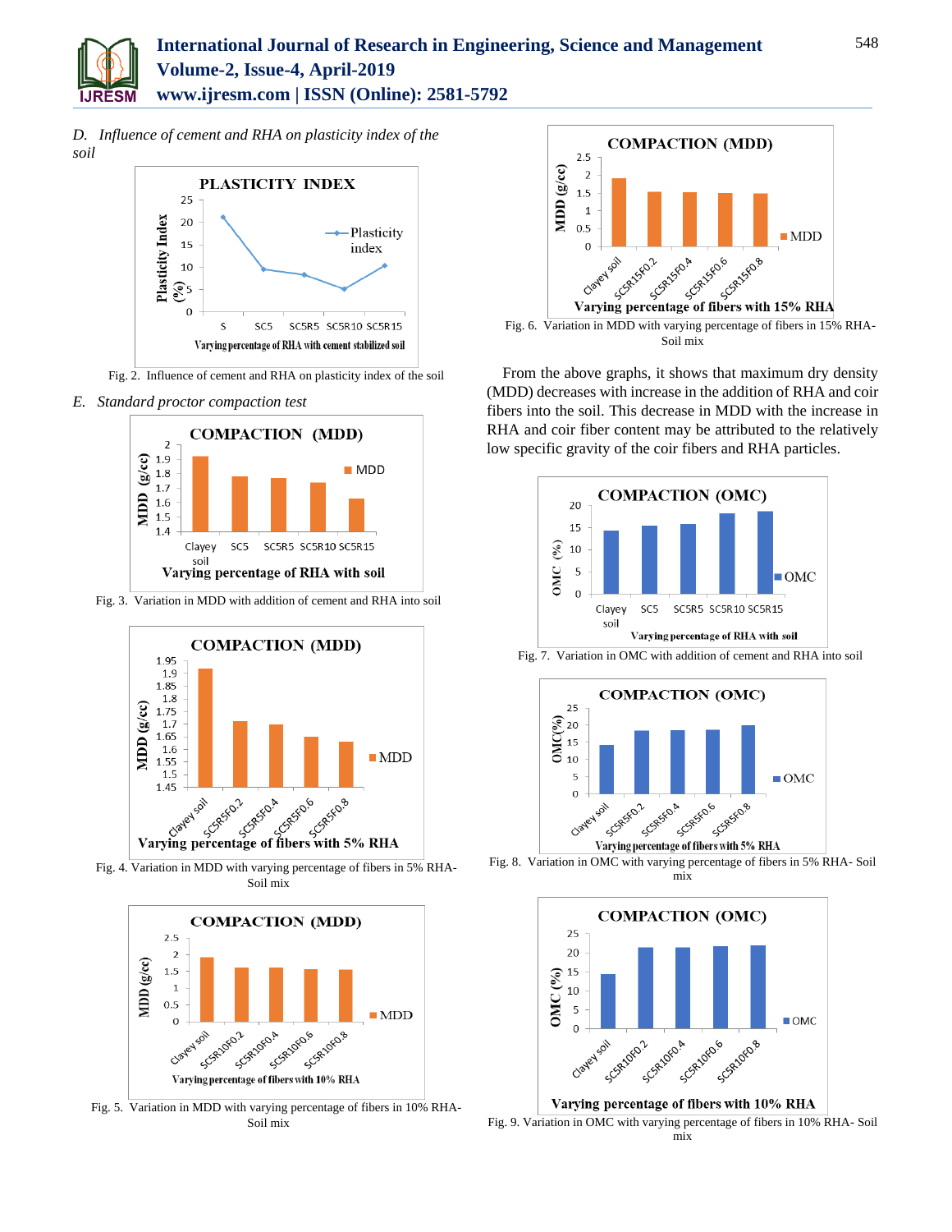## D. *Influence of cement and RHA on plasticity index of the soil*

Fig. 2. Influence of cement and RHA on plasticity index of the soil

## E. *Standard proctor compaction test*

Fig. 3. Variation in MDD with addition of cement and RHA into soil

Fig. 4. Variation in MDD with varying percentage of fibers in 5% RHA-Soil mix

Fig. 5. Variation in MDD with varying percentage of fibers in 10% RHA-Soil mix

Fig. 6. Variation in MDD with varying percentage of fibers in 15% RHA-Soil mix

From the above graphs, it shows that maximum dry density (MDD) decreases with increase in the addition of RHA and coir fibers into the soil. This decrease in MDD with the increase in RHA and coir fiber content may be attributed to the relatively low specific gravity of the coir fibers and RHA particles.

Fig. 7. Variation in OMC with addition of cement and RHA into soil

Fig. 8. Variation in OMC with varying percentage of fibers in 5% RHA- Soil mix

Fig. 9. Variation in OMC with varying percentage of fibers in 10% RHA- Soil mix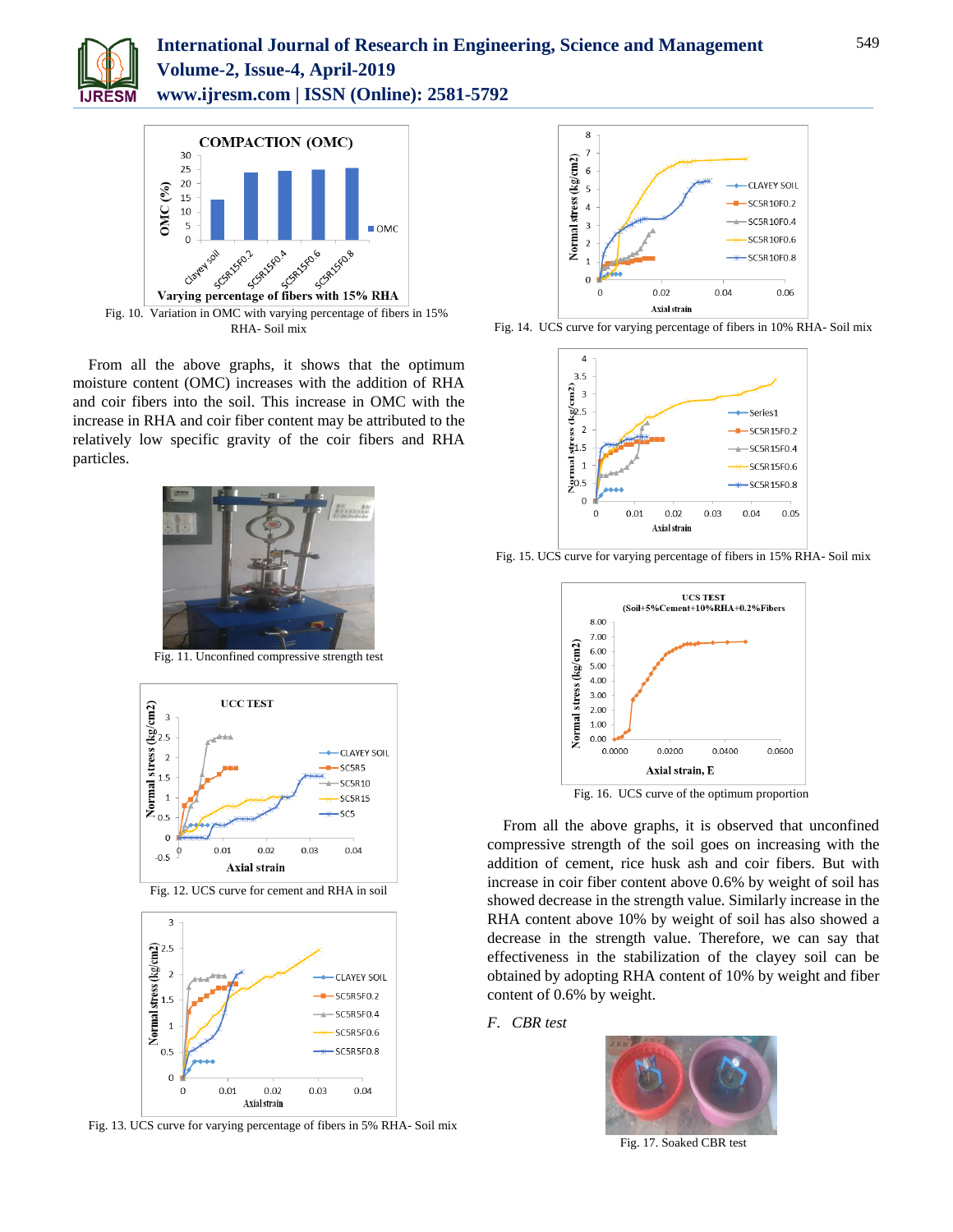Fig. 10. Variation in OMC with varying percentage of fibers in 15% RHA- Soil mix

From all the above graphs, it shows that the optimum moisture content (OMC) increases with the addition of RHA and coir fibers into the soil. This increase in OMC with the increase in RHA and coir fiber content may be attributed to the relatively low specific gravity of the coir fibers and RHA particles.

Fig. 11. Unconfined compressive strength test

Fig. 12. UCS curve for cement and RHA in soil

Fig. 13. UCS curve for varying percentage of fibers in 5% RHA- Soil mix

Fig. 14. UCS curve for varying percentage of fibers in 10% RHA- Soil mix

Fig. 15. UCS curve for varying percentage of fibers in 15% RHA- Soil mix

Fig. 16. UCS curve of the optimum proportion

From all the above graphs, it is observed that unconfined compressive strength of the soil goes on increasing with the addition of cement, rice husk ash and coir fibers. But with increase in coir fiber content above 0.6% by weight of soil has showed decrease in the strength value. Similarly increase in the RHA content above 10% by weight of soil has also showed a decrease in the strength value. Therefore, we can say that effectiveness in the stabilization of the clayey soil can be obtained by adopting RHA content of 10% by weight and fiber content of 0.6% by weight.

### *F. CBR test*

Fig. 17. Soaked CBR test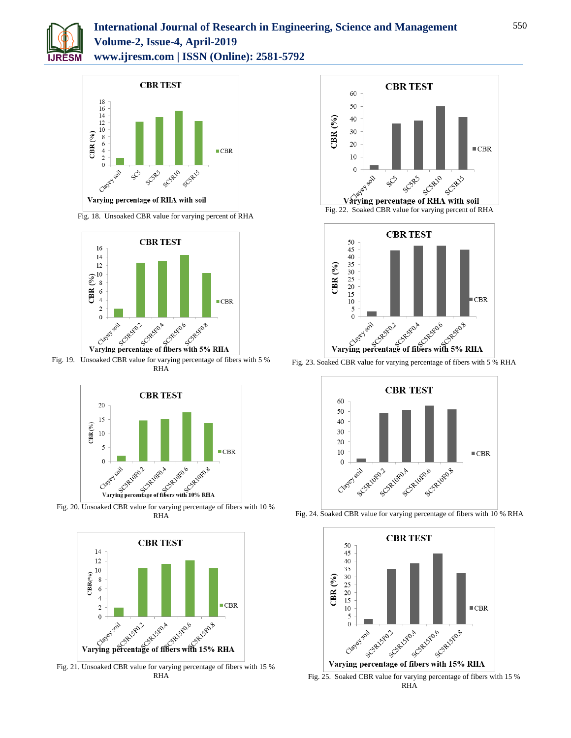Fig. 18. Unsoaked CBR value for varying percent of RHA

Fig. 19. Unsoaked CBR value for varying percentage of fibers with 5 % RHA

Fig. 20. Unsoaked CBR value for varying percentage of fibers with 10 % RHA

Fig. 21. Unsoaked CBR value for varying percentage of fibers with 15 % RHA

Fig. 22. Soaked CBR value for varying percent of RHA

Fig. 23. Soaked CBR value for varying percentage of fibers with 5 % RHA

Fig. 24. Soaked CBR value for varying percentage of fibers with 10 % RHA

Fig. 25. Soaked CBR value for varying percentage of fibers with 15 % RHA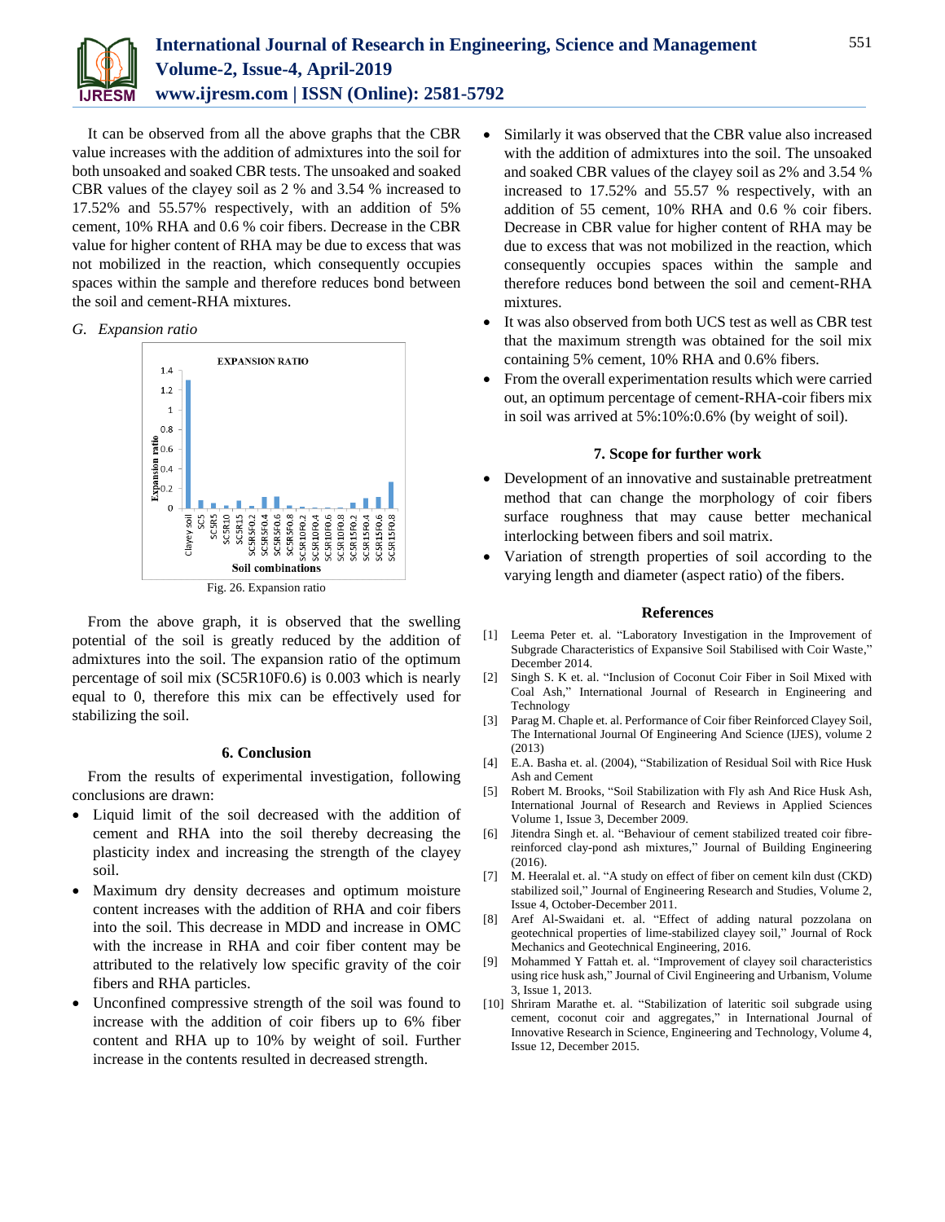It can be observed from all the above graphs that the CBR value increases with the addition of admixtures into the soil for both unsoaked and soaked CBR tests. The unsoaked and soaked CBR values of the clayey soil as 2 % and 3.54 % increased to 17.52% and 55.57% respectively, with an addition of 5% cement, 10% RHA and 0.6 % coir fibers. Decrease in the CBR value for higher content of RHA may be due to excess that was not mobilized in the reaction, which consequently occupies spaces within the sample and therefore reduces bond between the soil and cement-RHA mixtures.

### *G. Expansion ratio*

EXPANSION RATIO

1.4
1.2
1
0.8
0.6
0.4
0.2
0

Expansion ratio

Clayey soil
SC5
SC5R5
SC5R10
SC5R15
SC5R5F0.2
SC5R5F0.4
SC5R5F0.6
SC5R5F0.8
SC5R10F0.2
SC5R10F0.4
SC5R10F0.6
SC5R10F0.8
SC5R15F0.2
SC5R15F0.4
SC5R15F0.6
SC5R15F0.8

Soil combinations

Fig. 26. Expansion ratio

From the above graph, it is observed that the swelling potential of the soil is greatly reduced by the addition of admixtures into the soil. The expansion ratio of the optimum percentage of soil mix (SC5R10F0.6) is 0.003 which is nearly equal to 0, therefore this mix can be effectively used for stabilizing the soil.

## 6. Conclusion

From the results of experimental investigation, following conclusions are drawn:

- Liquid limit of the soil decreased with the addition of cement and RHA into the soil thereby decreasing the plasticity index and increasing the strength of the clayey soil.
- Maximum dry density decreases and optimum moisture content increases with the addition of RHA and coir fibers into the soil. This decrease in MDD and increase in OMC with the increase in RHA and coir fiber content may be attributed to the relatively low specific gravity of the coir fibers and RHA particles.
- Unconfined compressive strength of the soil was found to increase with the addition of coir fibers up to 6% fiber content and RHA up to 10% by weight of soil. Further increase in the contents resulted in decreased strength.
- Similarly it was observed that the CBR value also increased with the addition of admixtures into the soil. The unsoaked and soaked CBR values of the clayey soil as 2% and 3.54 % increased to 17.52% and 55.57 % respectively, with an addition of 55 cement, 10% RHA and 0.6 % coir fibers. Decrease in CBR value for higher content of RHA may be due to excess that was not mobilized in the reaction, which consequently occupies spaces within the sample and therefore reduces bond between the soil and cement-RHA mixtures.
- It was also observed from both UCS test as well as CBR test that the maximum strength was obtained for the soil mix containing 5% cement, 10% RHA and 0.6% fibers.
- From the overall experimentation results which were carried out, an optimum percentage of cement-RHA-coir fibers mix in soil was arrived at 5%:10%:0.6% (by weight of soil).

## 7. Scope for further work

- Development of an innovative and sustainable pretreatment method that can change the morphology of coir fibers surface roughness that may cause better mechanical interlocking between fibers and soil matrix.
- Variation of strength properties of soil according to the varying length and diameter (aspect ratio) of the fibers.

## References

[1] Leema Peter et. al. "Laboratory Investigation in the Improvement of Subgrade Characteristics of Expansive Soil Stabilised with Coir Waste," December 2014.

[2] Singh S. K et. al. "Inclusion of Coconut Coir Fiber in Soil Mixed with Coal Ash," International Journal of Research in Engineering and Technology

[3] Parag M. Chaple et. al. Performance of Coir fiber Reinforced Clayey Soil, The International Journal Of Engineering And Science (IJES), volume 2 (2013)

[4] E.A. Basha et. al. (2004), "Stabilization of Residual Soil with Rice Husk Ash and Cement

[5] Robert M. Brooks, "Soil Stabilization with Fly ash And Rice Husk Ash, International Journal of Research and Reviews in Applied Sciences Volume 1, Issue 3, December 2009.

[6] Jitendra Singh et. al. "Behaviour of cement stabilized treated coir fibre-reinforced clay-pond ash mixtures," Journal of Building Engineering (2016).

[7] M. Heeralal et. al. "A study on effect of fiber on cement kiln dust (CKD) stabilized soil," Journal of Engineering Research and Studies, Volume 2, Issue 4, October-December 2011.

[8] Aref Al-Swaidani et. al. "Effect of adding natural pozzolana on geotechnical properties of lime-stabilized clayey soil," Journal of Rock Mechanics and Geotechnical Engineering, 2016.

[9] Mohammed Y Fattah et. al. "Improvement of clayey soil characteristics using rice husk ash," Journal of Civil Engineering and Urbanism, Volume 3, Issue 1, 2013.

[10] Shriram Marathe et. al. "Stabilization of lateritic soil subgrade using cement, coconut coir and aggregates," in International Journal of Innovative Research in Science, Engineering and Technology, Volume 4, Issue 12, December 2015.